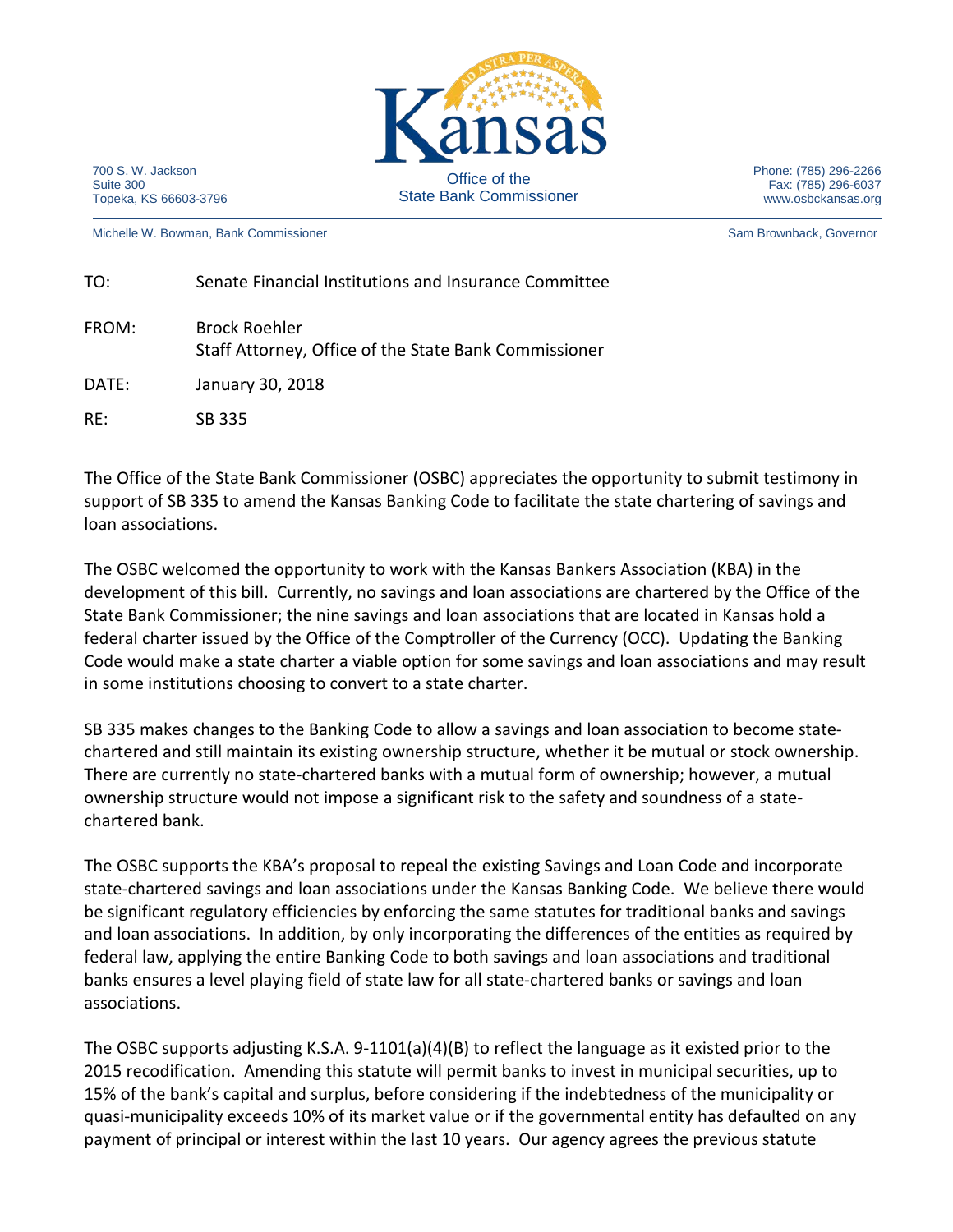Kansas

Office of the State Bank Commissioner

700 S. W. Jackson
Suite 300
Topeka, KS 66603-3796

Phone: (785) 296-2266
Fax: (785) 296-6037
www.osbckansas.org

Michelle W. Bowman, Bank Commissioner

Sam Brownback, Governor

TO: Senate Financial Institutions and Insurance Committee

FROM: Brock Roehler
Staff Attorney, Office of the State Bank Commissioner

DATE: January 30, 2018

RE: SB 335

The Office of the State Bank Commissioner (OSBC) appreciates the opportunity to submit testimony in support of SB 335 to amend the Kansas Banking Code to facilitate the state chartering of savings and loan associations.

The OSBC welcomed the opportunity to work with the Kansas Bankers Association (KBA) in the development of this bill. Currently, no savings and loan associations are chartered by the Office of the State Bank Commissioner; the nine savings and loan associations that are located in Kansas hold a federal charter issued by the Office of the Comptroller of the Currency (OCC). Updating the Banking Code would make a state charter a viable option for some savings and loan associations and may result in some institutions choosing to convert to a state charter.

SB 335 makes changes to the Banking Code to allow a savings and loan association to become state-chartered and still maintain its existing ownership structure, whether it be mutual or stock ownership. There are currently no state-chartered banks with a mutual form of ownership; however, a mutual ownership structure would not impose a significant risk to the safety and soundness of a state-chartered bank.

The OSBC supports the KBA's proposal to repeal the existing Savings and Loan Code and incorporate state-chartered savings and loan associations under the Kansas Banking Code. We believe there would be significant regulatory efficiencies by enforcing the same statutes for traditional banks and savings and loan associations. In addition, by only incorporating the differences of the entities as required by federal law, applying the entire Banking Code to both savings and loan associations and traditional banks ensures a level playing field of state law for all state-chartered banks or savings and loan associations.

The OSBC supports adjusting K.S.A. 9-1101(a)(4)(B) to reflect the language as it existed prior to the 2015 recodification. Amending this statute will permit banks to invest in municipal securities, up to 15% of the bank's capital and surplus, before considering if the indebtedness of the municipality or quasi-municipality exceeds 10% of its market value or if the governmental entity has defaulted on any payment of principal or interest within the last 10 years. Our agency agrees the previous statute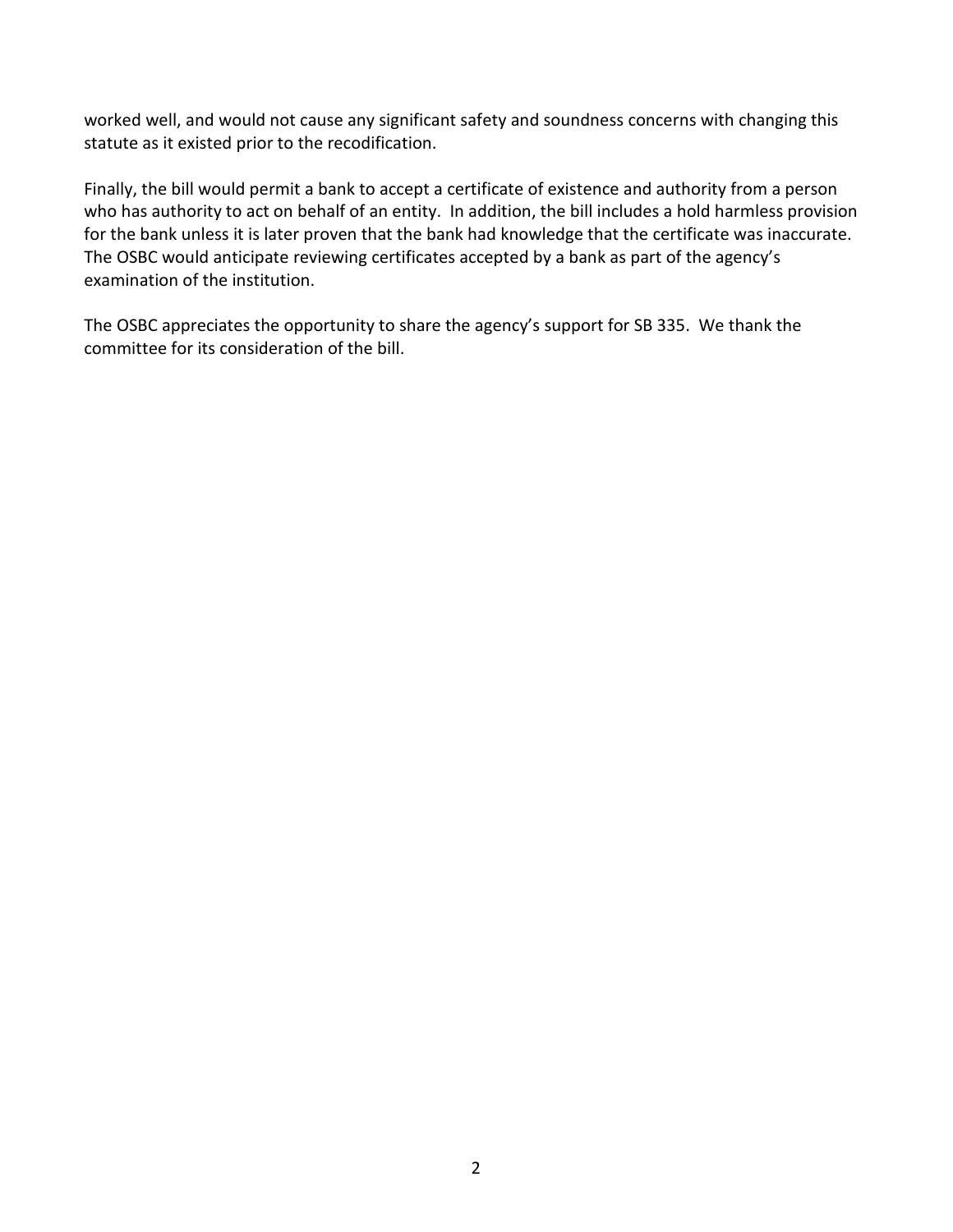worked well, and would not cause any significant safety and soundness concerns with changing this statute as it existed prior to the recodification.

Finally, the bill would permit a bank to accept a certificate of existence and authority from a person who has authority to act on behalf of an entity. In addition, the bill includes a hold harmless provision for the bank unless it is later proven that the bank had knowledge that the certificate was inaccurate. The OSBC would anticipate reviewing certificates accepted by a bank as part of the agency's examination of the institution.

The OSBC appreciates the opportunity to share the agency's support for SB 335. We thank the committee for its consideration of the bill.